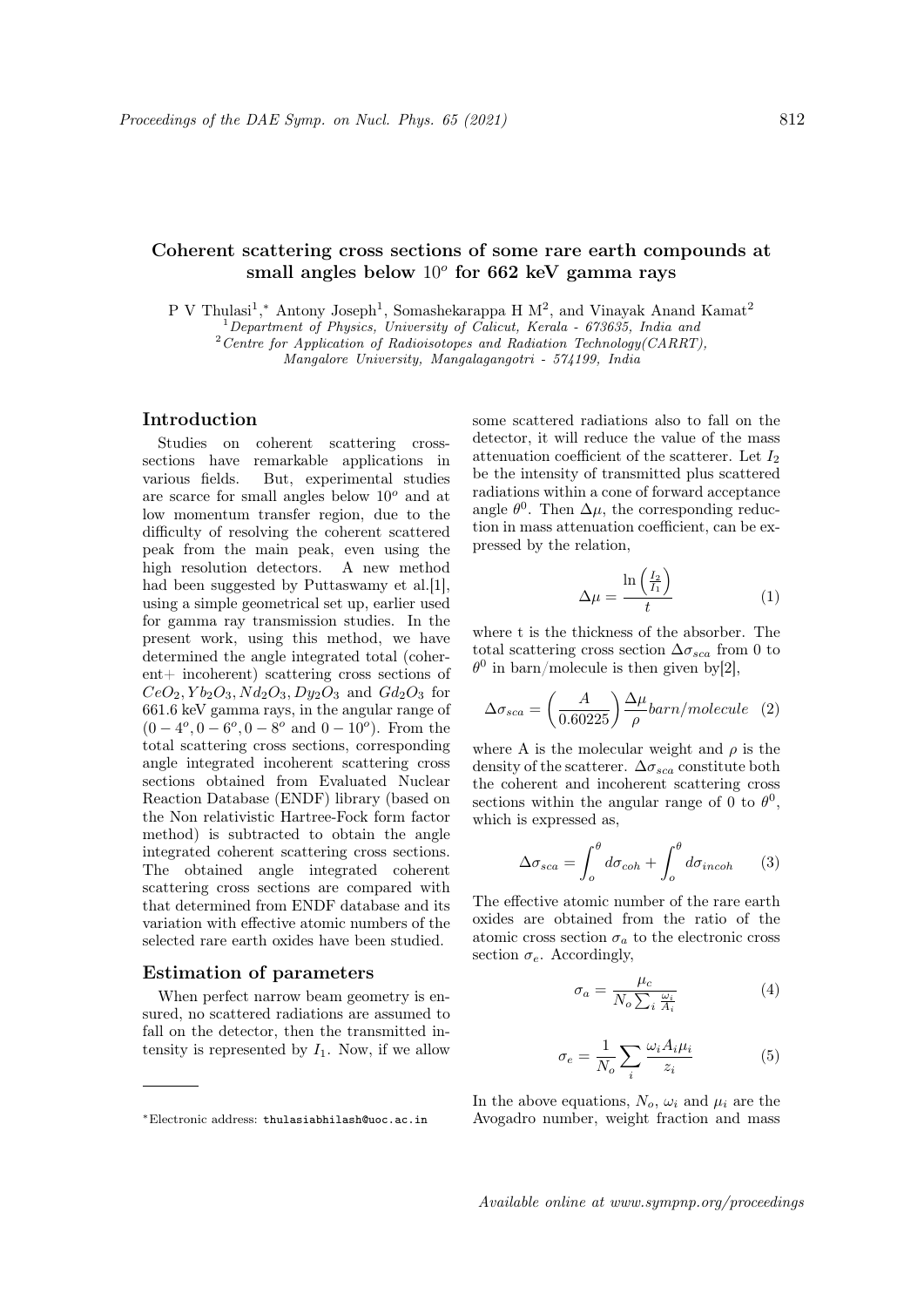# Coherent scattering cross sections of some rare earth compounds at small angles below $10^o$ for 662 keV gamma rays

P V Thulasi[1,*], Antony Joseph[1], Somashekarappa H M[2], and Vinayak Anand Kamat[2]

[1] *Department of Physics, University of Calicut, Kerala - 673635, India and*
[2] *Centre for Application of Radioisotopes and Radiation Technology(CARRT), Mangalore University, Mangalagangotri - 574199, India*

## Introduction

Studies on coherent scattering cross-sections have remarkable applications in various fields. But, experimental studies are scarce for small angles below $10^o$ and at low momentum transfer region, due to the difficulty of resolving the coherent scattered peak from the main peak, even using the high resolution detectors. A new method had been suggested by Puttaswamy et al.[1], using a simple geometrical set up, earlier used for gamma ray transmission studies. In the present work, using this method, we have determined the angle integrated total (coherent+ incoherent) scattering cross sections of $CeO_2, Yb_2O_3, Nd_2O_3, Dy_2O_3$ and $Gd_2O_3$ for 661.6 keV gamma rays, in the angular range of $(0-4^o, 0-6^o, 0-8^o$ and $0-10^o)$. From the total scattering cross sections, corresponding angle integrated incoherent scattering cross sections obtained from Evaluated Nuclear Reaction Database (ENDF) library (based on the Non relativistic Hartree-Fock form factor method) is subtracted to obtain the angle integrated coherent scattering cross sections. The obtained angle integrated coherent scattering cross sections are compared with that determined from ENDF database and its variation with effective atomic numbers of the selected rare earth oxides have been studied.

## Estimation of parameters

When perfect narrow beam geometry is ensured, no scattered radiations are assumed to fall on the detector, then the transmitted intensity is represented by $I_1$. Now, if we allow some scattered radiations also to fall on the detector, it will reduce the value of the mass attenuation coefficient of the scatterer. Let $I_2$ be the intensity of transmitted plus scattered radiations within a cone of forward acceptance angle $\theta^0$. Then $\Delta\mu$, the corresponding reduction in mass attenuation coefficient, can be expressed by the relation,

$$\Delta\mu = \frac{\ln\left(\frac{I_2}{I_1}\right)}{t} \quad (1)$$

where t is the thickness of the absorber. The total scattering cross section $\Delta\sigma_{sca}$ from 0 to $\theta^0$ in barn/molecule is then given by[2],

$$\Delta\sigma_{sca} = \left(\frac{A}{0.60225}\right)\frac{\Delta\mu}{\rho} barn/molecule \quad (2)$$

where A is the molecular weight and $\rho$ is the density of the scatterer. $\Delta\sigma_{sca}$ constitute both the coherent and incoherent scattering cross sections within the angular range of 0 to $\theta^0$, which is expressed as,

$$\Delta\sigma_{sca} = \int_o^\theta d\sigma_{coh} + \int_o^\theta d\sigma_{incoh} \quad (3)$$

The effective atomic number of the rare earth oxides are obtained from the ratio of the atomic cross section $\sigma_a$ to the electronic cross section $\sigma_e$. Accordingly,

$$\sigma_a = \frac{\mu_c}{N_o \sum_i \frac{\omega_i}{A_i}} \quad (4)$$

$$\sigma_e = \frac{1}{N_o}\sum_i \frac{\omega_i A_i \mu_i}{z_i} \quad (5)$$

In the above equations, $N_o$, $\omega_i$ and $\mu_i$ are the Avogadro number, weight fraction and mass

---

*Electronic address: thulasiabhilash@uoc.ac.in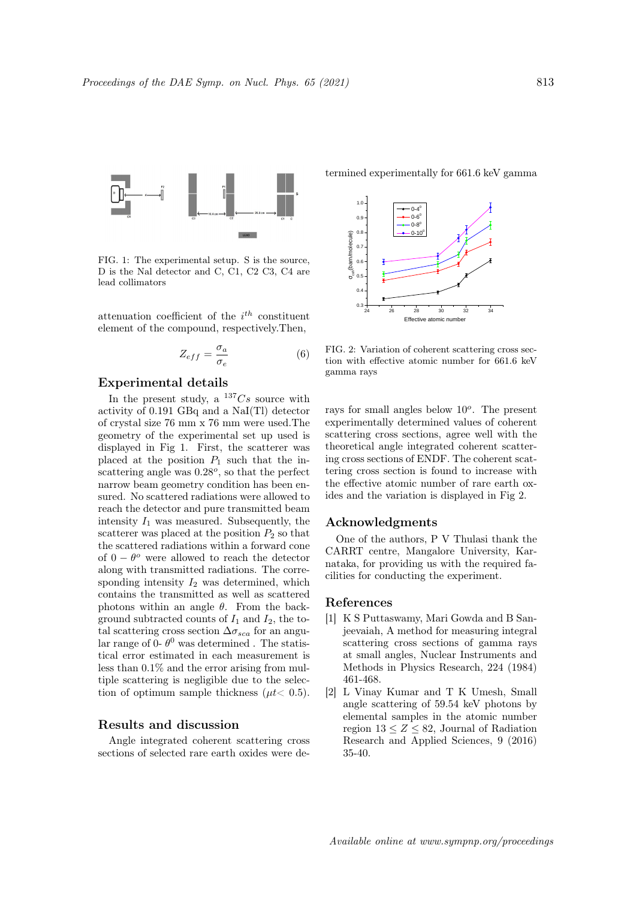D

S

C4

C3

C2

C1

C

P1

P2

16.4 cm

26.8 cm

LEAD

FIG. 1: The experimental setup. S is the source, D is the NaI detector and C, C1, C2 C3, C4 are lead collimators

attenuation coefficient of the $i^{th}$ constituent element of the compound, respectively.Then,

$$Z_{eff} = \frac{\sigma_a}{\sigma_e} \qquad (6)$$

## Experimental details

In the present study, a $^{137}Cs$ source with activity of 0.191 GBq and a NaI(Tl) detector of crystal size 76 mm x 76 mm were used.The geometry of the experimental set up used is displayed in Fig 1. First, the scatterer was placed at the position $P_1$ such that the in-scattering angle was $0.28^o$, so that the perfect narrow beam geometry condition has been ensured. No scattered radiations were allowed to reach the detector and pure transmitted beam intensity $I_1$ was measured. Subsequently, the scatterer was placed at the position $P_2$ so that the scattered radiations within a forward cone of $0 - \theta^o$ were allowed to reach the detector along with transmitted radiations. The corresponding intensity $I_2$ was determined, which contains the transmitted as well as scattered photons within an angle $\theta$. From the background subtracted counts of $I_1$ and $I_2$, the total scattering cross section $\Delta\sigma_{sca}$ for an angular range of 0- $\theta^0$ was determined . The statistical error estimated in each measurement is less than 0.1% and the error arising from multiple scattering is negligible due to the selection of optimum sample thickness ($\mu t <$ 0.5).

## Results and discussion

Angle integrated coherent scattering cross sections of selected rare earth oxides were determined experimentally for 661.6 keV gamma

0-4°

0-6°

0-8°

0-10°

$\sigma_{coh}$(barn/molecule)

1.0

0.9

0.8

0.7

0.6

0.5

0.4

0.3

24

26

28

30

32

34

Effective atomic number

FIG. 2: Variation of coherent scattering cross section with effective atomic number for 661.6 keV gamma rays

rays for small angles below $10^o$. The present experimentally determined values of coherent scattering cross sections, agree well with the theoretical angle integrated coherent scattering cross sections of ENDF. The coherent scattering cross section is found to increase with the effective atomic number of rare earth oxides and the variation is displayed in Fig 2.

## Acknowledgments

One of the authors, P V Thulasi thank the CARRT centre, Mangalore University, Karnataka, for providing us with the required facilities for conducting the experiment.

## References

[1] K S Puttaswamy, Mari Gowda and B Sanjeevaiah, A method for measuring integral scattering cross sections of gamma rays at small angles, Nuclear Instruments and Methods in Physics Research, 224 (1984) 461-468.

[2] L Vinay Kumar and T K Umesh, Small angle scattering of 59.54 keV photons by elemental samples in the atomic number region $13 \leq Z \leq 82$, Journal of Radiation Research and Applied Sciences, 9 (2016) 35-40.